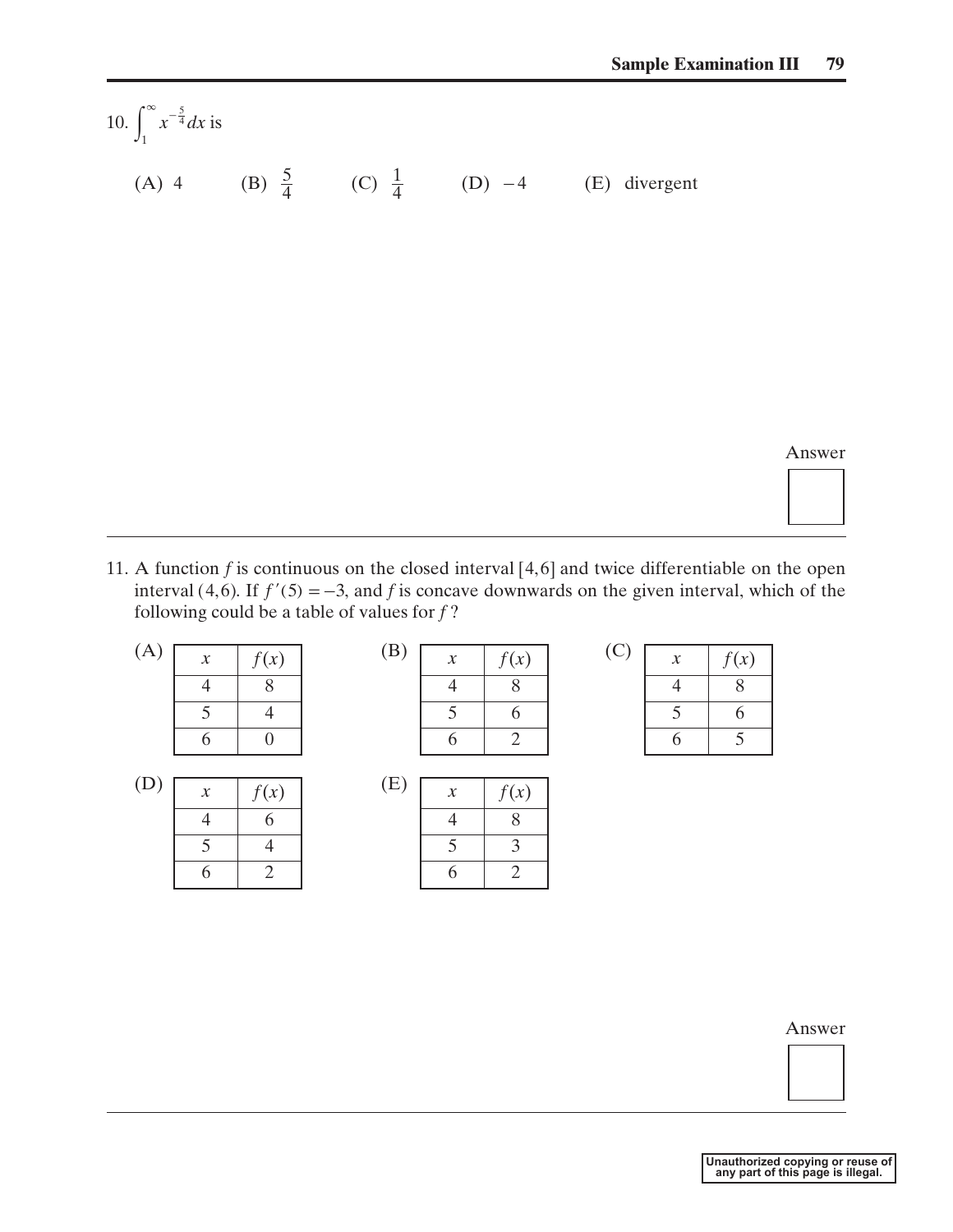10. $\int_1^{\infty} x^{-\frac{5}{4}} dx$ is

(A) 4 (B) $\frac{5}{4}$ (C) $\frac{1}{4}$ (D) $-4$ (E) divergent

Answer

11. A function $f$ is continuous on the closed interval $[4,6]$ and twice differentiable on the open interval $(4,6)$. If $f'(5) = -3$, and $f$ is concave downwards on the given interval, which of the following could be a table of values for $f$?

(A)

| $x$ | $f(x)$ |
|---|---|
| 4 | 8 |
| 5 | 4 |
| 6 | 0 |

(B)

| $x$ | $f(x)$ |
|---|---|
| 4 | 8 |
| 5 | 6 |
| 6 | 2 |

(C)

| $x$ | $f(x)$ |
|---|---|
| 4 | 8 |
| 5 | 6 |
| 6 | 5 |

(D)

| $x$ | $f(x)$ |
|---|---|
| 4 | 6 |
| 5 | 4 |
| 6 | 2 |

(E)

| $x$ | $f(x)$ |
|---|---|
| 4 | 8 |
| 5 | 3 |
| 6 | 2 |

Answer

Unauthorized copying or reuse of any part of this page is illegal.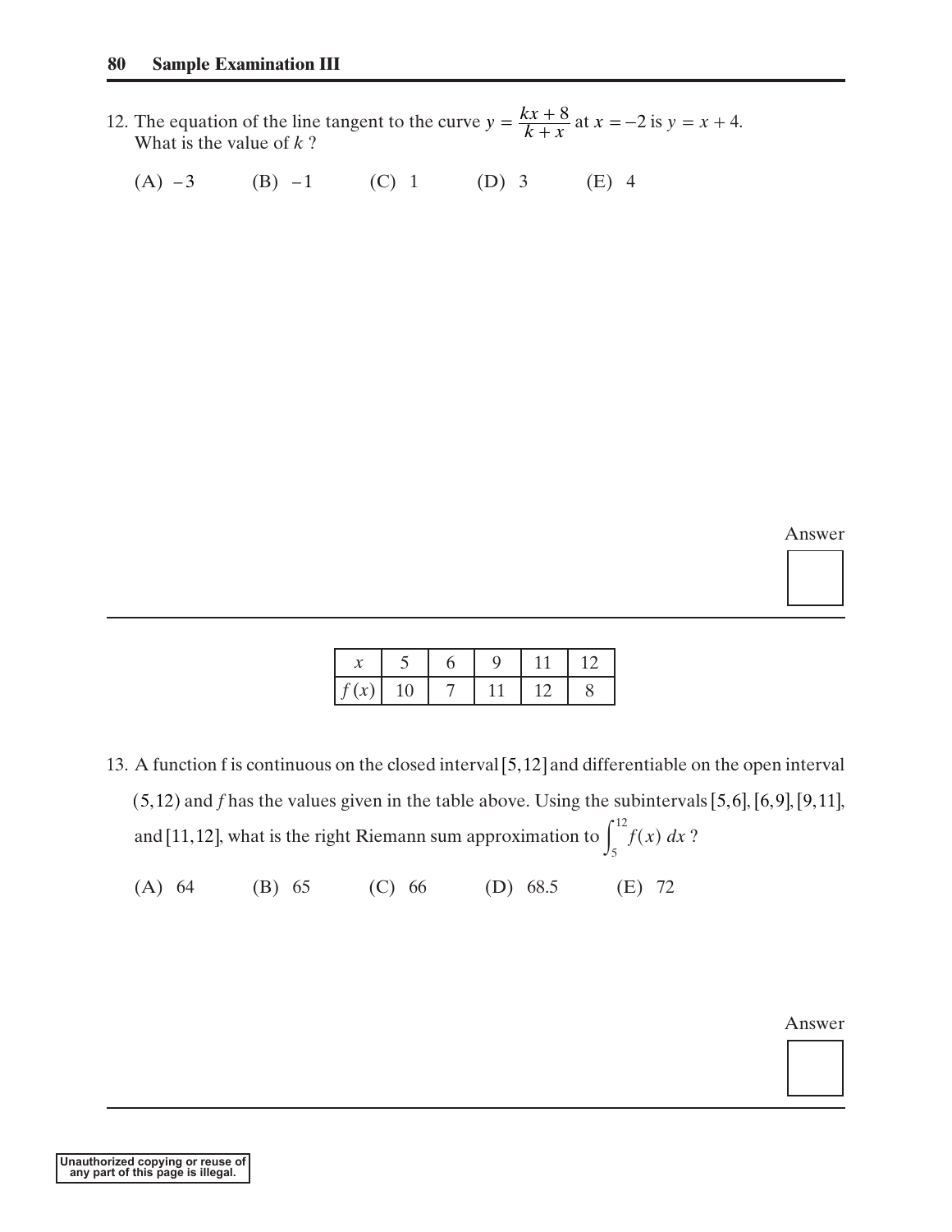12. The equation of the line tangent to the curve $y = \dfrac{kx + 8}{k + x}$ at $x = -2$ is $y = x + 4$. What is the value of $k$ ?

(A) $-3$ (B) $-1$ (C) $1$ (D) $3$ (E) $4$

Answer

---

| $x$ | 5 | 6 | 9 | 11 | 12 |
|---|---|---|---|---|---|
| $f(x)$ | 10 | 7 | 11 | 12 | 8 |

13. A function f is continuous on the closed interval $[5, 12]$ and differentiable on the open interval $(5, 12)$ and $f$ has the values given in the table above. Using the subintervals $[5, 6]$, $[6, 9]$, $[9, 11]$, and $[11, 12]$, what is the right Riemann sum approximation to $\int_5^{12} f(x)\, dx$ ?

(A) 64 (B) 65 (C) 66 (D) 68.5 (E) 72

Answer

Unauthorized copying or reuse of any part of this page is illegal.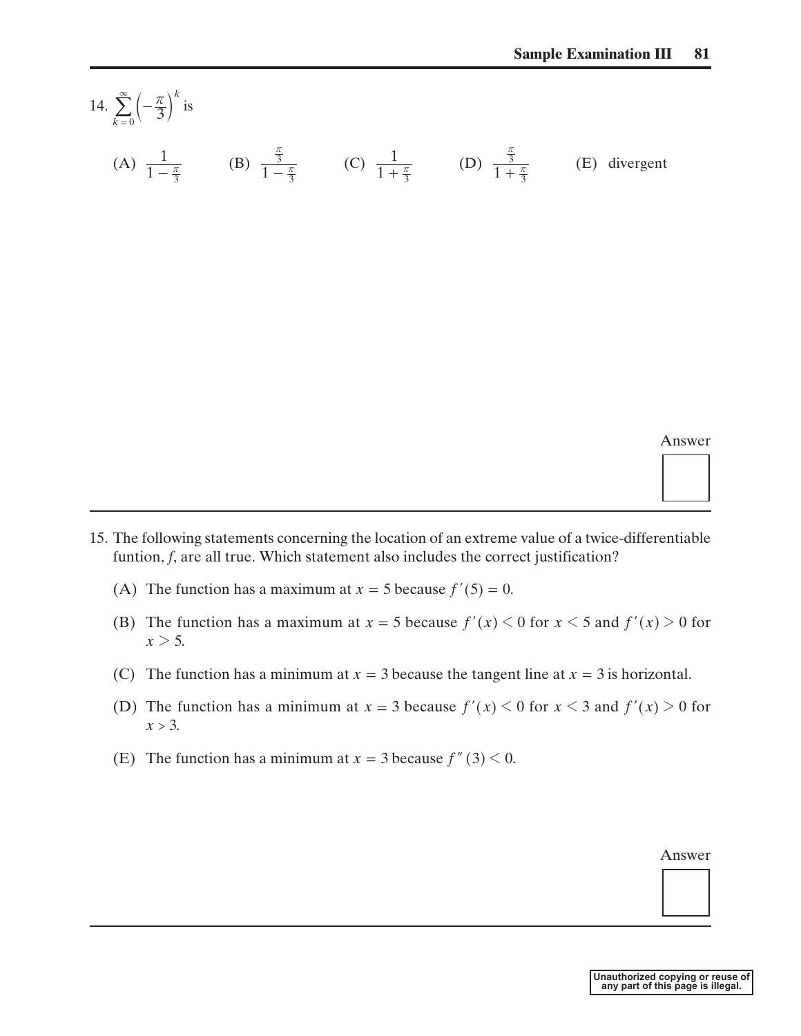14. $\sum_{k=0}^{\infty} \left(-\frac{\pi}{3}\right)^k$ is

(A) $\frac{1}{1-\frac{\pi}{3}}$ (B) $\frac{\frac{\pi}{3}}{1-\frac{\pi}{3}}$ (C) $\frac{1}{1+\frac{\pi}{3}}$ (D) $\frac{\frac{\pi}{3}}{1+\frac{\pi}{3}}$ (E) divergent

Answer

15. The following statements concerning the location of an extreme value of a twice-differentiable funtion, $f$, are all true. Which statement also includes the correct justification?

(A) The function has a maximum at $x = 5$ because $f'(5) = 0$.

(B) The function has a maximum at $x = 5$ because $f'(x) < 0$ for $x < 5$ and $f'(x) > 0$ for $x > 5$.

(C) The function has a minimum at $x = 3$ because the tangent line at $x = 3$ is horizontal.

(D) The function has a minimum at $x = 3$ because $f'(x) < 0$ for $x < 3$ and $f'(x) > 0$ for $x > 3$.

(E) The function has a minimum at $x = 3$ because $f''(3) < 0$.

Answer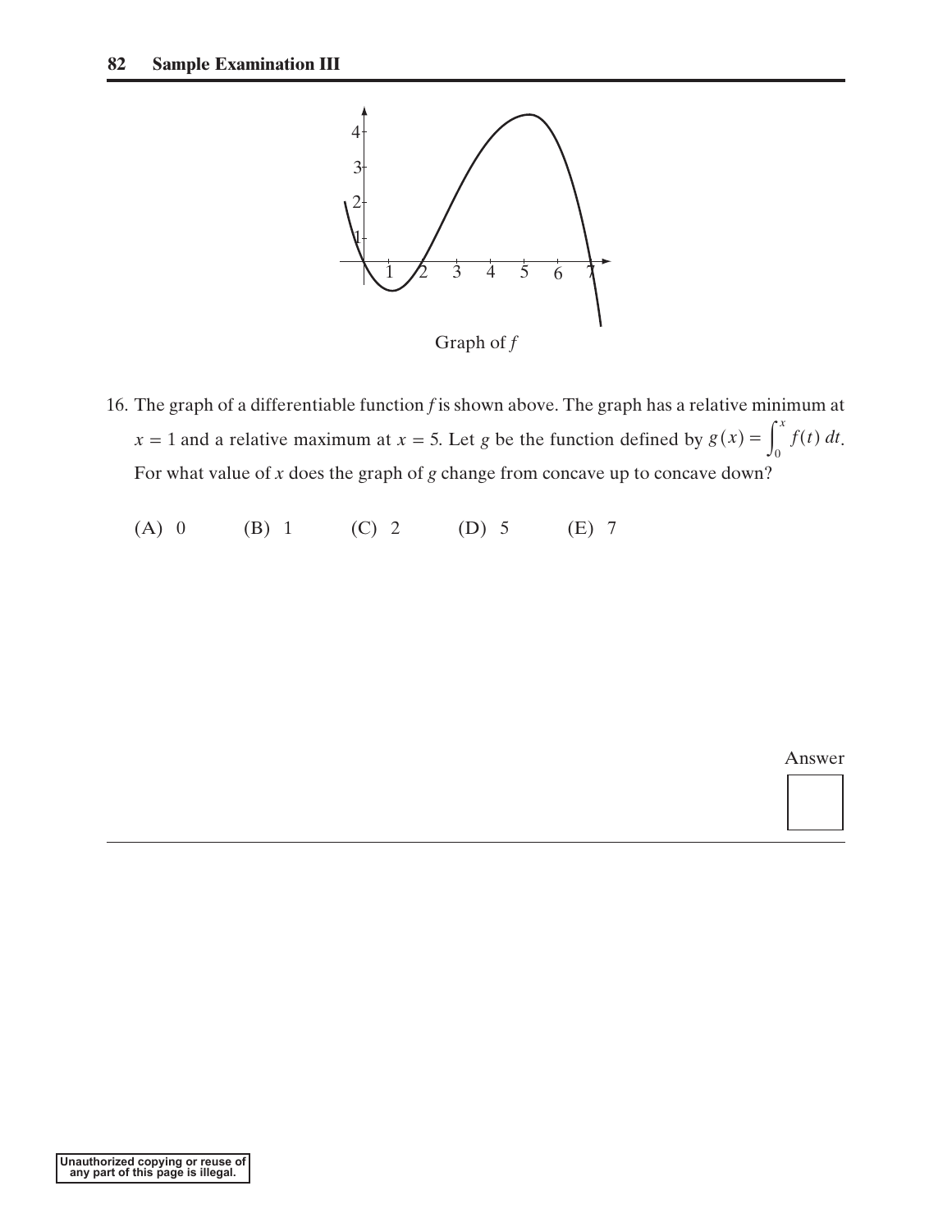4
3
2
1
1 2 3 4 5 6 7

Graph of $f$

16. The graph of a differentiable function $f$ is shown above. The graph has a relative minimum at $x = 1$ and a relative maximum at $x = 5$. Let $g$ be the function defined by $g(x) = \int_0^x f(t)\,dt$. For what value of $x$ does the graph of $g$ change from concave up to concave down?

(A) 0 (B) 1 (C) 2 (D) 5 (E) 7

Answer

Unauthorized copying or reuse of any part of this page is illegal.